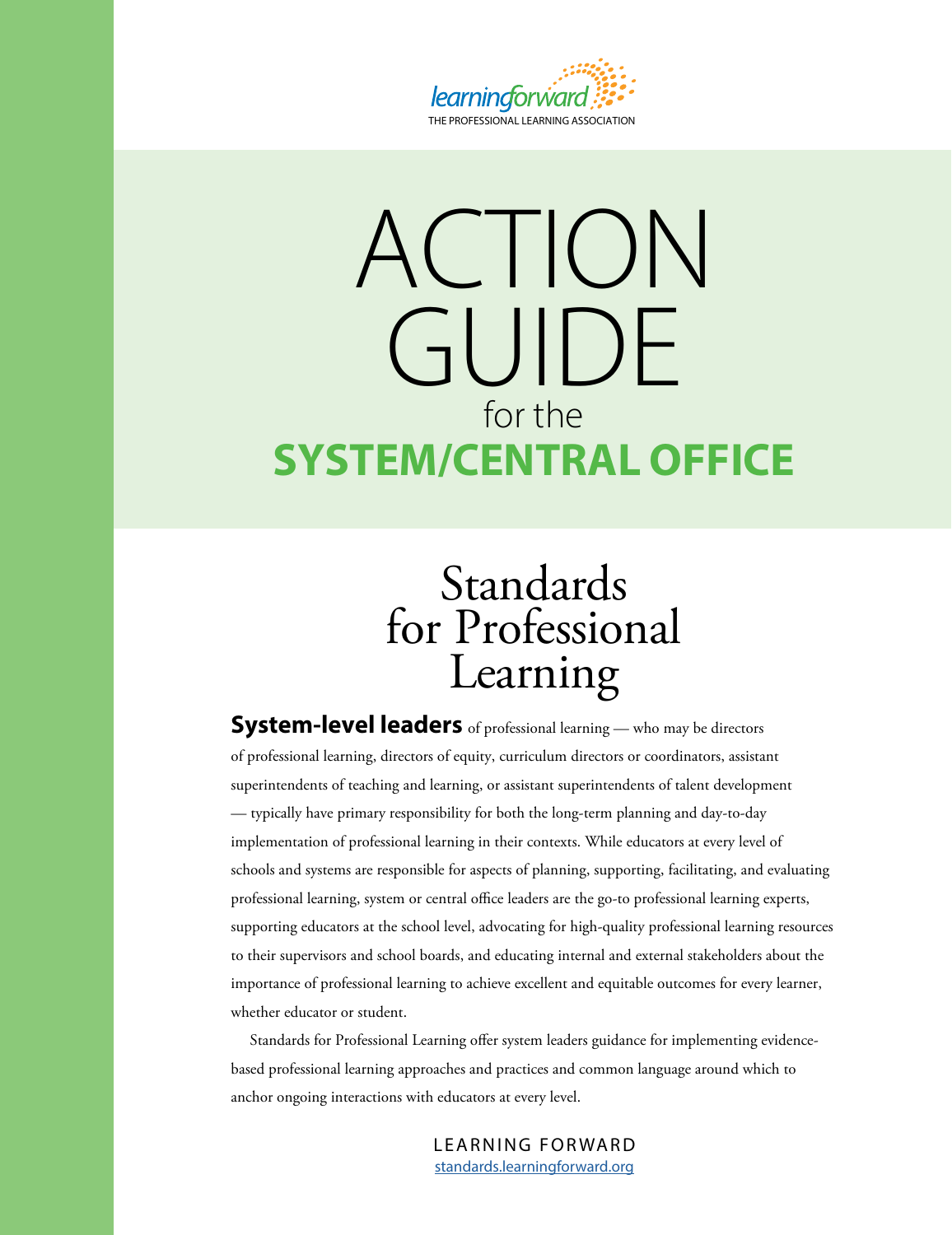learningforward
THE PROFESSIONAL LEARNING ASSOCIATION

# ACTION GUIDE

for the

# SYSTEM/CENTRAL OFFICE

## Standards for Professional Learning

**System-level leaders** of professional learning — who may be directors of professional learning, directors of equity, curriculum directors or coordinators, assistant superintendents of teaching and learning, or assistant superintendents of talent development — typically have primary responsibility for both the long-term planning and day-to-day implementation of professional learning in their contexts. While educators at every level of schools and systems are responsible for aspects of planning, supporting, facilitating, and evaluating professional learning, system or central office leaders are the go-to professional learning experts, supporting educators at the school level, advocating for high-quality professional learning resources to their supervisors and school boards, and educating internal and external stakeholders about the importance of professional learning to achieve excellent and equitable outcomes for every learner, whether educator or student.

Standards for Professional Learning offer system leaders guidance for implementing evidence-based professional learning approaches and practices and common language around which to anchor ongoing interactions with educators at every level.

LEARNING FORWARD
standards.learningforward.org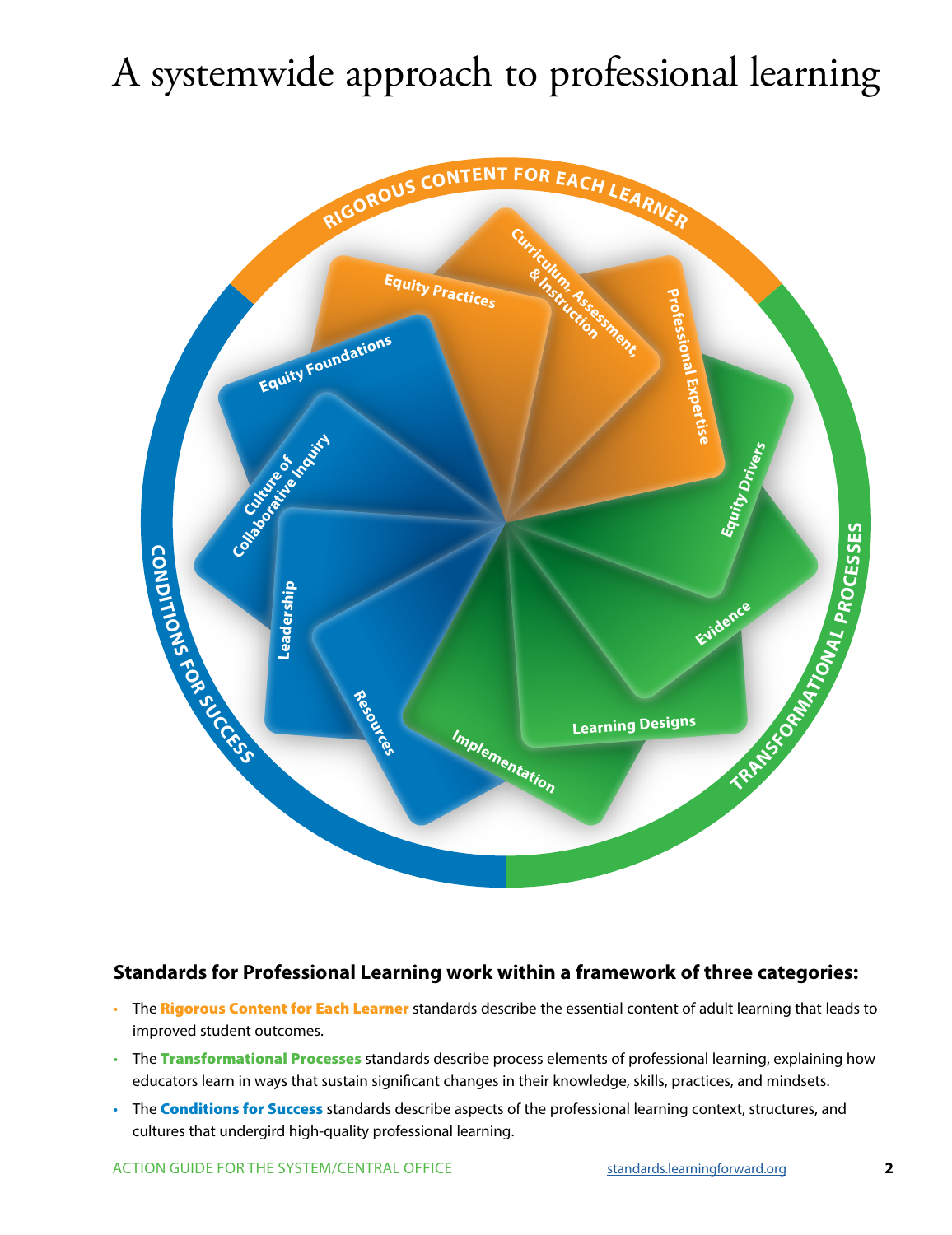# A systemwide approach to professional learning

RIGOROUS CONTENT FOR EACH LEARNER

Equity Practices

Curriculum, Assessment, & Instruction

Professional Expertise

TRANSFORMATIONAL PROCESSES

Equity Drivers

Evidence

Learning Designs

Implementation

CONDITIONS FOR SUCCESS

Equity Foundations

Culture of Collaborative Inquiry

Leadership

Resources

**Standards for Professional Learning work within a framework of three categories:**

- The **Rigorous Content for Each Learner** standards describe the essential content of adult learning that leads to improved student outcomes.
- The **Transformational Processes** standards describe process elements of professional learning, explaining how educators learn in ways that sustain significant changes in their knowledge, skills, practices, and mindsets.
- The **Conditions for Success** standards describe aspects of the professional learning context, structures, and cultures that undergird high-quality professional learning.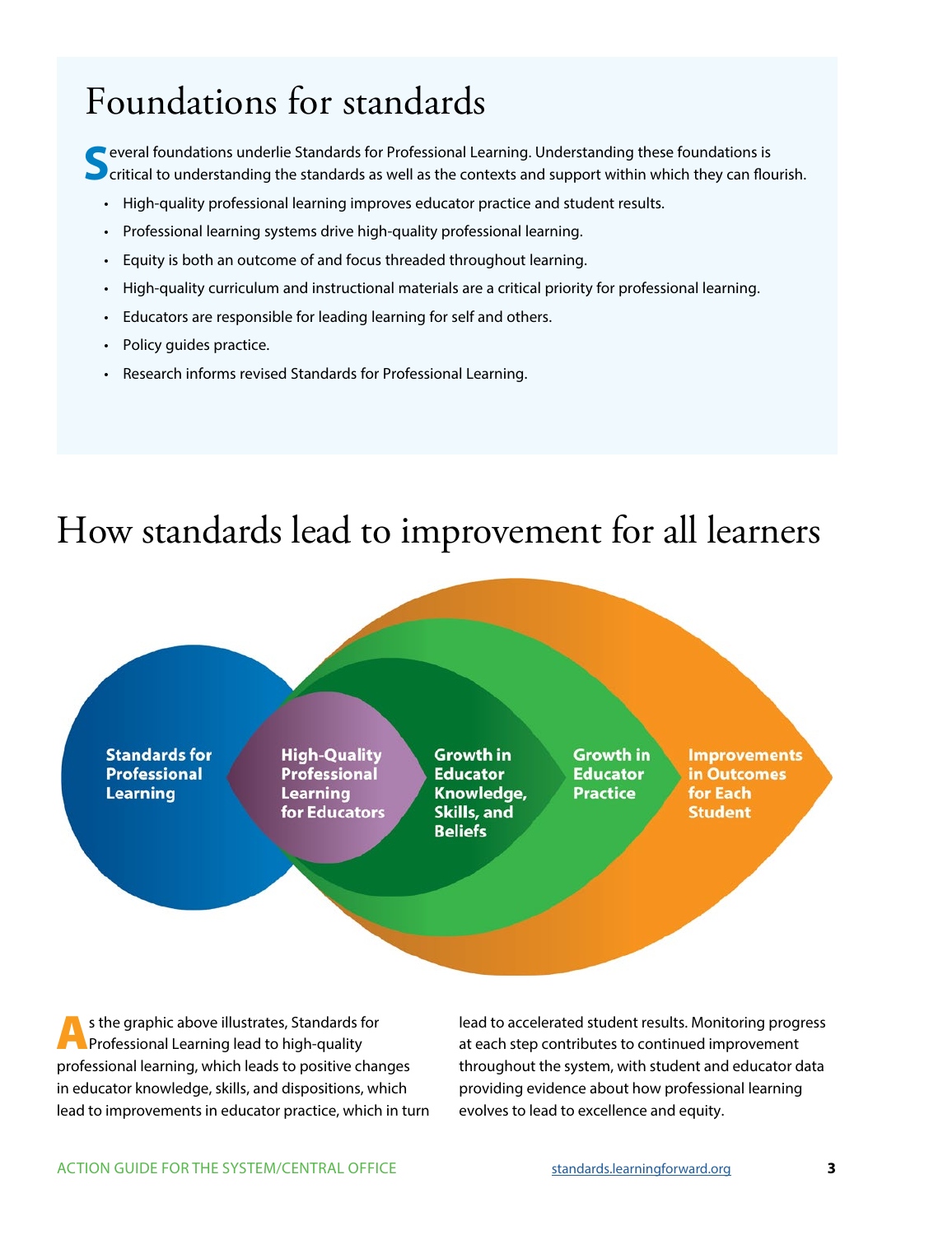# Foundations for standards

Several foundations underlie Standards for Professional Learning. Understanding these foundations is critical to understanding the standards as well as the contexts and support within which they can flourish.

- High-quality professional learning improves educator practice and student results.
- Professional learning systems drive high-quality professional learning.
- Equity is both an outcome of and focus threaded throughout learning.
- High-quality curriculum and instructional materials are a critical priority for professional learning.
- Educators are responsible for leading learning for self and others.
- Policy guides practice.
- Research informs revised Standards for Professional Learning.

# How standards lead to improvement for all learners

**Standards for Professional Learning**

**High-Quality Professional Learning for Educators**

**Growth in Educator Knowledge, Skills, and Beliefs**

**Growth in Educator Practice**

**Improvements in Outcomes for Each Student**

As the graphic above illustrates, Standards for Professional Learning lead to high-quality professional learning, which leads to positive changes in educator knowledge, skills, and dispositions, which lead to improvements in educator practice, which in turn lead to accelerated student results. Monitoring progress at each step contributes to continued improvement throughout the system, with student and educator data providing evidence about how professional learning evolves to lead to excellence and equity.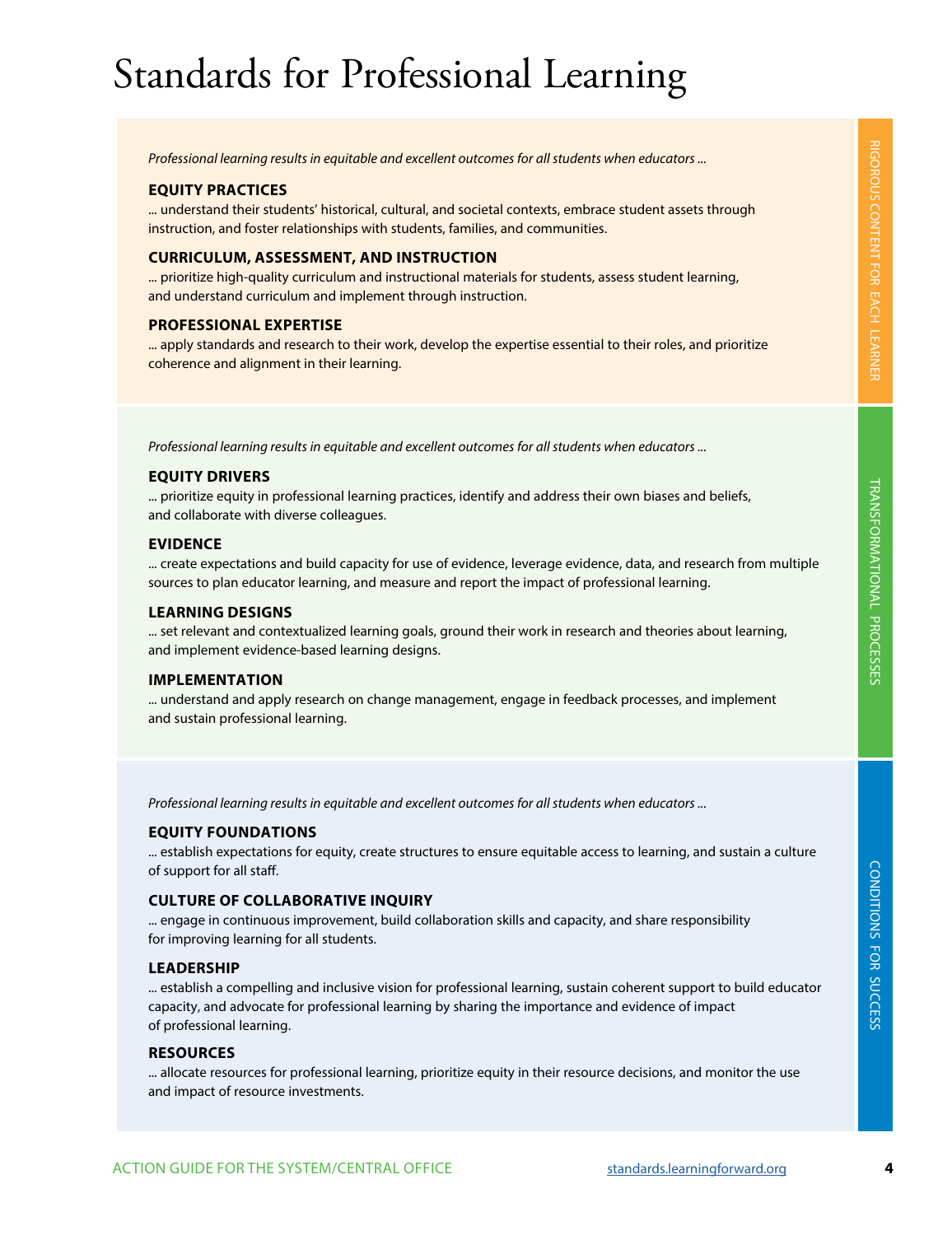# Standards for Professional Learning

## Rigorous Content for Each Learner

*Professional learning results in equitable and excellent outcomes for all students when educators ...*

**EQUITY PRACTICES**

... understand their students' historical, cultural, and societal contexts, embrace student assets through instruction, and foster relationships with students, families, and communities.

**CURRICULUM, ASSESSMENT, AND INSTRUCTION**

... prioritize high-quality curriculum and instructional materials for students, assess student learning, and understand curriculum and implement through instruction.

**PROFESSIONAL EXPERTISE**

... apply standards and research to their work, develop the expertise essential to their roles, and prioritize coherence and alignment in their learning.

## Transformational Processes

*Professional learning results in equitable and excellent outcomes for all students when educators ...*

**EQUITY DRIVERS**

... prioritize equity in professional learning practices, identify and address their own biases and beliefs, and collaborate with diverse colleagues.

**EVIDENCE**

... create expectations and build capacity for use of evidence, leverage evidence, data, and research from multiple sources to plan educator learning, and measure and report the impact of professional learning.

**LEARNING DESIGNS**

... set relevant and contextualized learning goals, ground their work in research and theories about learning, and implement evidence-based learning designs.

**IMPLEMENTATION**

... understand and apply research on change management, engage in feedback processes, and implement and sustain professional learning.

## Conditions for Success

*Professional learning results in equitable and excellent outcomes for all students when educators ...*

**EQUITY FOUNDATIONS**

... establish expectations for equity, create structures to ensure equitable access to learning, and sustain a culture of support for all staff.

**CULTURE OF COLLABORATIVE INQUIRY**

... engage in continuous improvement, build collaboration skills and capacity, and share responsibility for improving learning for all students.

**LEADERSHIP**

... establish a compelling and inclusive vision for professional learning, sustain coherent support to build educator capacity, and advocate for professional learning by sharing the importance and evidence of impact of professional learning.

**RESOURCES**

... allocate resources for professional learning, prioritize equity in their resource decisions, and monitor the use and impact of resource investments.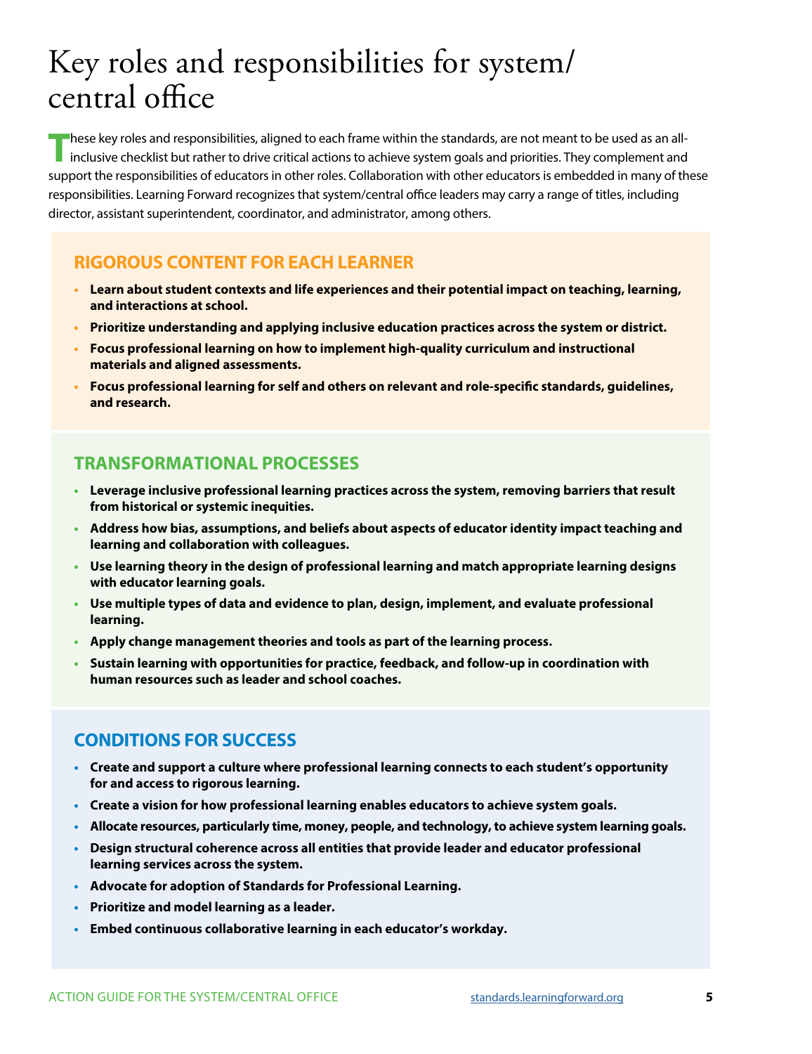# Key roles and responsibilities for system/central office

These key roles and responsibilities, aligned to each frame within the standards, are not meant to be used as an all-inclusive checklist but rather to drive critical actions to achieve system goals and priorities. They complement and support the responsibilities of educators in other roles. Collaboration with other educators is embedded in many of these responsibilities. Learning Forward recognizes that system/central office leaders may carry a range of titles, including director, assistant superintendent, coordinator, and administrator, among others.

## RIGOROUS CONTENT FOR EACH LEARNER

- **Learn about student contexts and life experiences and their potential impact on teaching, learning, and interactions at school.**
- **Prioritize understanding and applying inclusive education practices across the system or district.**
- **Focus professional learning on how to implement high-quality curriculum and instructional materials and aligned assessments.**
- **Focus professional learning for self and others on relevant and role-specific standards, guidelines, and research.**

## TRANSFORMATIONAL PROCESSES

- **Leverage inclusive professional learning practices across the system, removing barriers that result from historical or systemic inequities.**
- **Address how bias, assumptions, and beliefs about aspects of educator identity impact teaching and learning and collaboration with colleagues.**
- **Use learning theory in the design of professional learning and match appropriate learning designs with educator learning goals.**
- **Use multiple types of data and evidence to plan, design, implement, and evaluate professional learning.**
- **Apply change management theories and tools as part of the learning process.**
- **Sustain learning with opportunities for practice, feedback, and follow-up in coordination with human resources such as leader and school coaches.**

## CONDITIONS FOR SUCCESS

- **Create and support a culture where professional learning connects to each student's opportunity for and access to rigorous learning.**
- **Create a vision for how professional learning enables educators to achieve system goals.**
- **Allocate resources, particularly time, money, people, and technology, to achieve system learning goals.**
- **Design structural coherence across all entities that provide leader and educator professional learning services across the system.**
- **Advocate for adoption of Standards for Professional Learning.**
- **Prioritize and model learning as a leader.**
- **Embed continuous collaborative learning in each educator's workday.**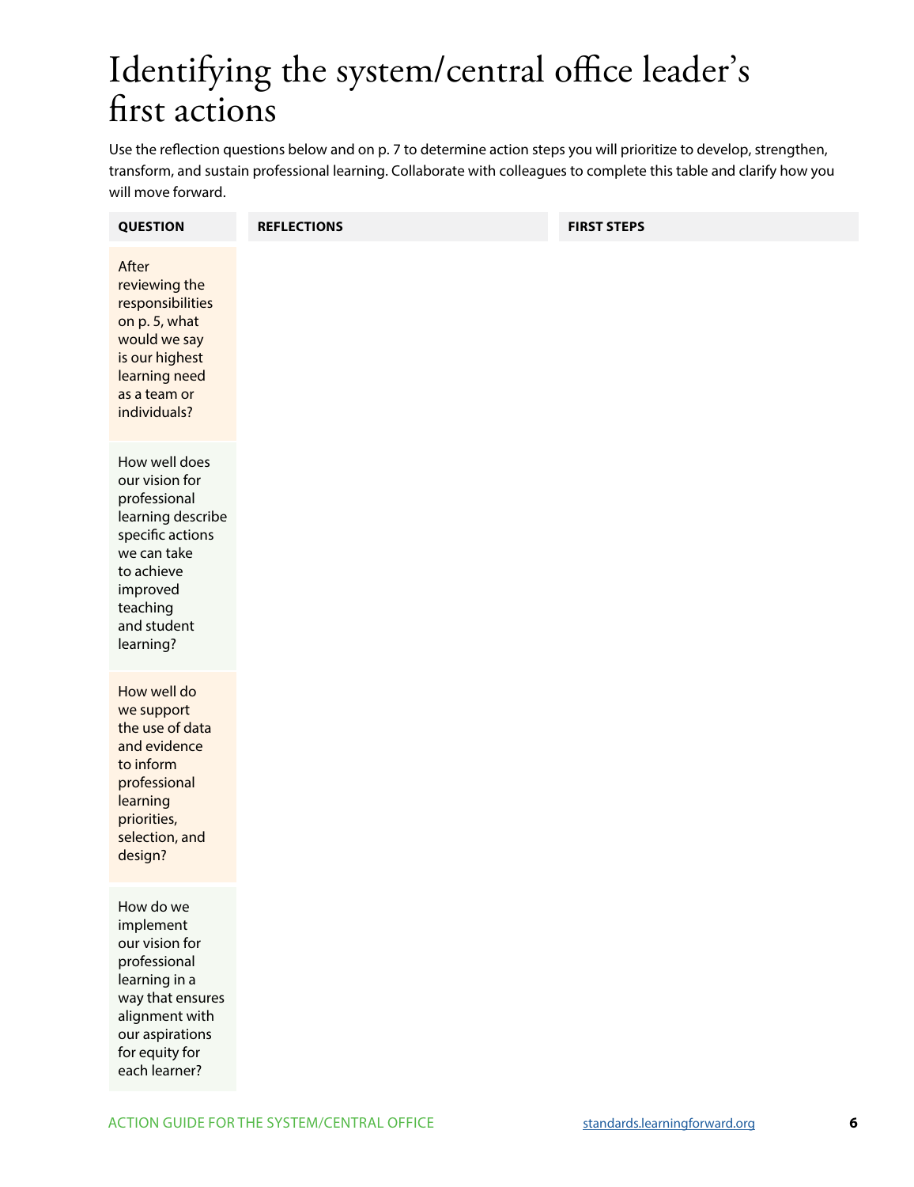# Identifying the system/central office leader's first actions

Use the reflection questions below and on p. 7 to determine action steps you will prioritize to develop, strengthen, transform, and sustain professional learning. Collaborate with colleagues to complete this table and clarify how you will move forward.

| QUESTION | REFLECTIONS | FIRST STEPS |
|---|---|---|
| After reviewing the responsibilities on p. 5, what would we say is our highest learning need as a team or individuals? | | |
| How well does our vision for professional learning describe specific actions we can take to achieve improved teaching and student learning? | | |
| How well do we support the use of data and evidence to inform professional learning priorities, selection, and design? | | |
| How do we implement our vision for professional learning in a way that ensures alignment with our aspirations for equity for each learner? | | |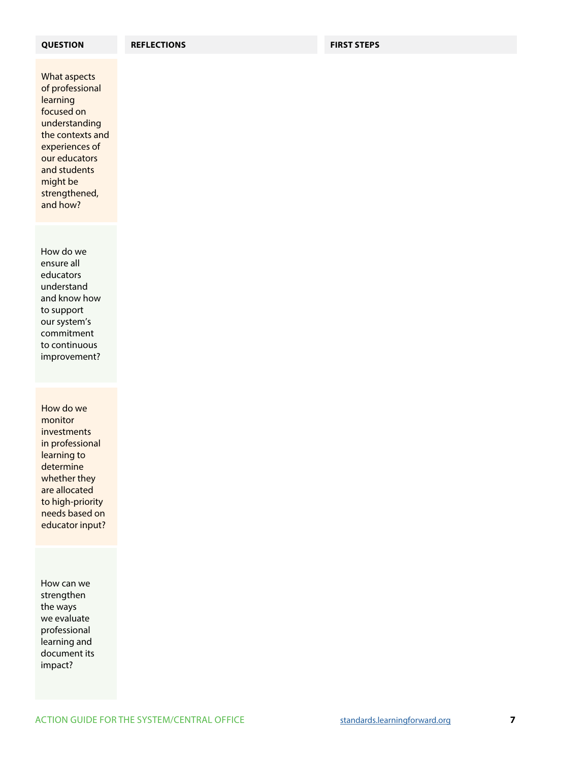| QUESTION | REFLECTIONS | FIRST STEPS |
| --- | --- | --- |
| What aspects of professional learning focused on understanding the contexts and experiences of our educators and students might be strengthened, and how? | | |
| How do we ensure all educators understand and know how to support our system's commitment to continuous improvement? | | |
| How do we monitor investments in professional learning to determine whether they are allocated to high-priority needs based on educator input? | | |
| How can we strengthen the ways we evaluate professional learning and document its impact? | | |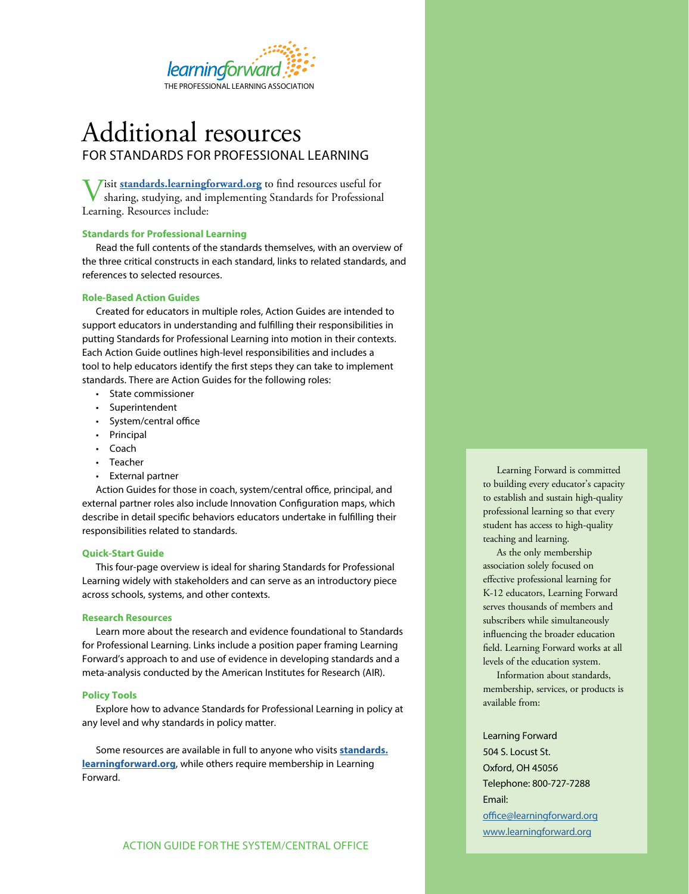learningforward
THE PROFESSIONAL LEARNING ASSOCIATION

# Additional resources

## FOR STANDARDS FOR PROFESSIONAL LEARNING

Visit **standards.learningforward.org** to find resources useful for sharing, studying, and implementing Standards for Professional Learning. Resources include:

### Standards for Professional Learning

Read the full contents of the standards themselves, with an overview of the three critical constructs in each standard, links to related standards, and references to selected resources.

### Role-Based Action Guides

Created for educators in multiple roles, Action Guides are intended to support educators in understanding and fulfilling their responsibilities in putting Standards for Professional Learning into motion in their contexts. Each Action Guide outlines high-level responsibilities and includes a tool to help educators identify the first steps they can take to implement standards. There are Action Guides for the following roles:

- State commissioner
- Superintendent
- System/central office
- Principal
- Coach
- Teacher
- External partner

Action Guides for those in coach, system/central office, principal, and external partner roles also include Innovation Configuration maps, which describe in detail specific behaviors educators undertake in fulfilling their responsibilities related to standards.

### Quick-Start Guide

This four-page overview is ideal for sharing Standards for Professional Learning widely with stakeholders and can serve as an introductory piece across schools, systems, and other contexts.

### Research Resources

Learn more about the research and evidence foundational to Standards for Professional Learning. Links include a position paper framing Learning Forward's approach to and use of evidence in developing standards and a meta-analysis conducted by the American Institutes for Research (AIR).

### Policy Tools

Explore how to advance Standards for Professional Learning in policy at any level and why standards in policy matter.

Some resources are available in full to anyone who visits **standards.learningforward.org**, while others require membership in Learning Forward.

Learning Forward is committed to building every educator's capacity to establish and sustain high-quality professional learning so that every student has access to high-quality teaching and learning.

As the only membership association solely focused on effective professional learning for K-12 educators, Learning Forward serves thousands of members and subscribers while simultaneously influencing the broader education field. Learning Forward works at all levels of the education system.

Information about standards, membership, services, or products is available from:

Learning Forward
504 S. Locust St.
Oxford, OH 45056
Telephone: 800-727-7288
Email:
office@learningforward.org
www.learningforward.org